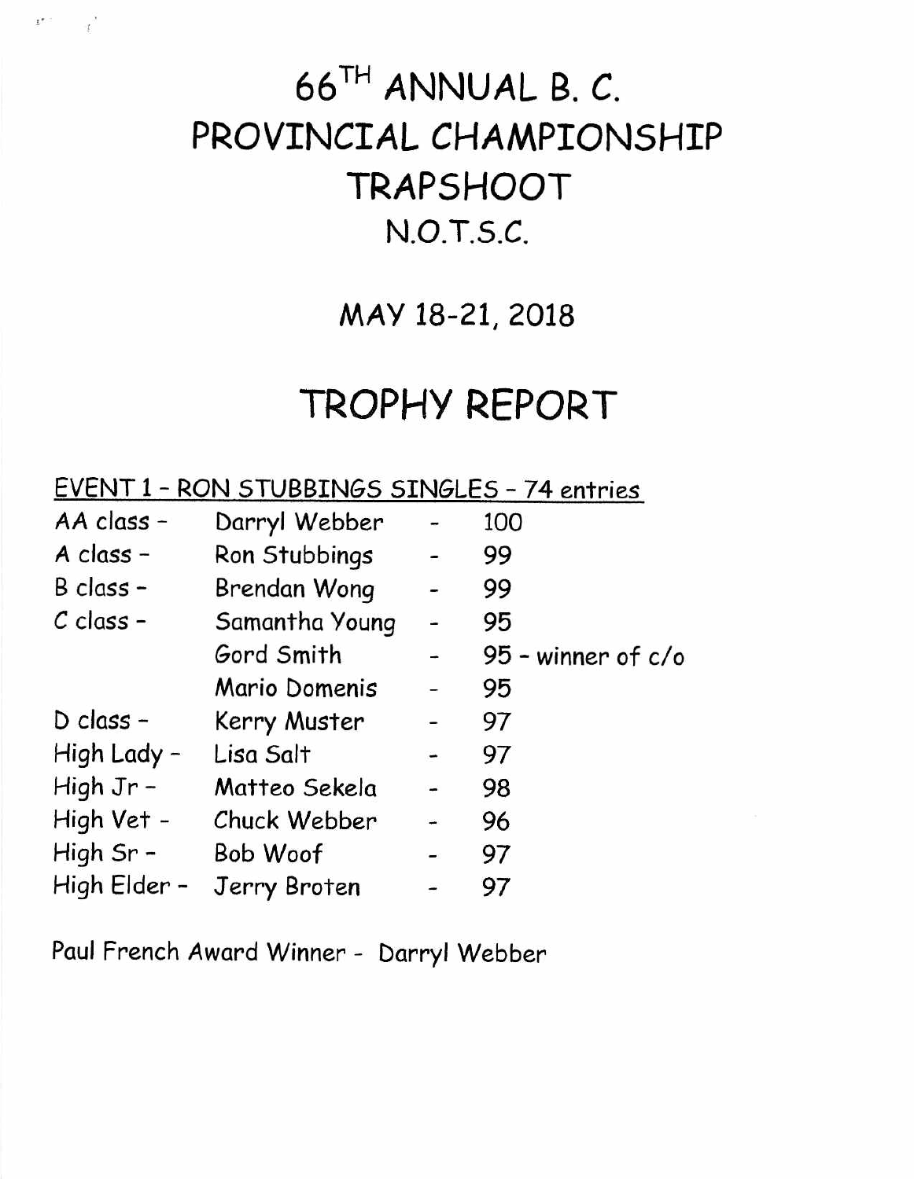# 66TH ANNUAL B. C. PROVINCIAL CHAMPIONSHIP TRAPSHOOT

## N.O.T.S.C.

## MAY 18-21, 2018

# TROPHY REPORT

<u>EVENT 1 - RON STUBBINGS SINGLES - 74 entries</u>

| | | | |
|---|---|---|---|
| AA class - | Darryl Webber | - | 100 |
| A class - | Ron Stubbings | - | 99 |
| B class - | Brendan Wong | - | 99 |
| C class - | Samantha Young | - | 95 |
| | Gord Smith | - | 95 - winner of c/o |
| | Mario Domenis | - | 95 |
| D class - | Kerry Muster | - | 97 |
| High Lady - | Lisa Salt | - | 97 |
| High Jr - | Matteo Sekela | - | 98 |
| High Vet - | Chuck Webber | - | 96 |
| High Sr - | Bob Woof | - | 97 |
| High Elder - | Jerry Broten | - | 97 |

Paul French Award Winner - Darryl Webber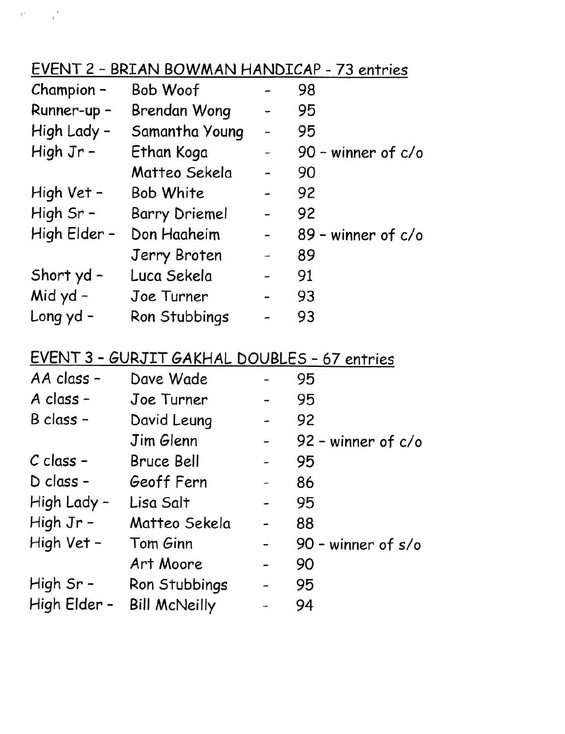## EVENT 2 - BRIAN BOWMAN HANDICAP - 73 entries

| | | | |
|---|---|---|---|
| Champion - | Bob Woof | - | 98 |
| Runner-up - | Brendan Wong | - | 95 |
| High Lady - | Samantha Young | - | 95 |
| High Jr - | Ethan Koga | - | 90 - winner of c/o |
| | Matteo Sekela | - | 90 |
| High Vet - | Bob White | - | 92 |
| High Sr - | Barry Driemel | - | 92 |
| High Elder - | Don Haaheim | - | 89 - winner of c/o |
| | Jerry Broten | - | 89 |
| Short yd - | Luca Sekela | - | 91 |
| Mid yd - | Joe Turner | - | 93 |
| Long yd - | Ron Stubbings | - | 93 |

## EVENT 3 - GURJIT GAKHAL DOUBLES - 67 entries

| | | | |
|---|---|---|---|
| AA class - | Dave Wade | - | 95 |
| A class - | Joe Turner | - | 95 |
| B class - | David Leung | - | 92 |
| | Jim Glenn | - | 92 - winner of c/o |
| C class - | Bruce Bell | - | 95 |
| D class - | Geoff Fern | - | 86 |
| High Lady - | Lisa Salt | - | 95 |
| High Jr - | Matteo Sekela | - | 88 |
| High Vet - | Tom Ginn | - | 90 - winner of s/o |
| | Art Moore | - | 90 |
| High Sr - | Ron Stubbings | - | 95 |
| High Elder - | Bill McNeilly | - | 94 |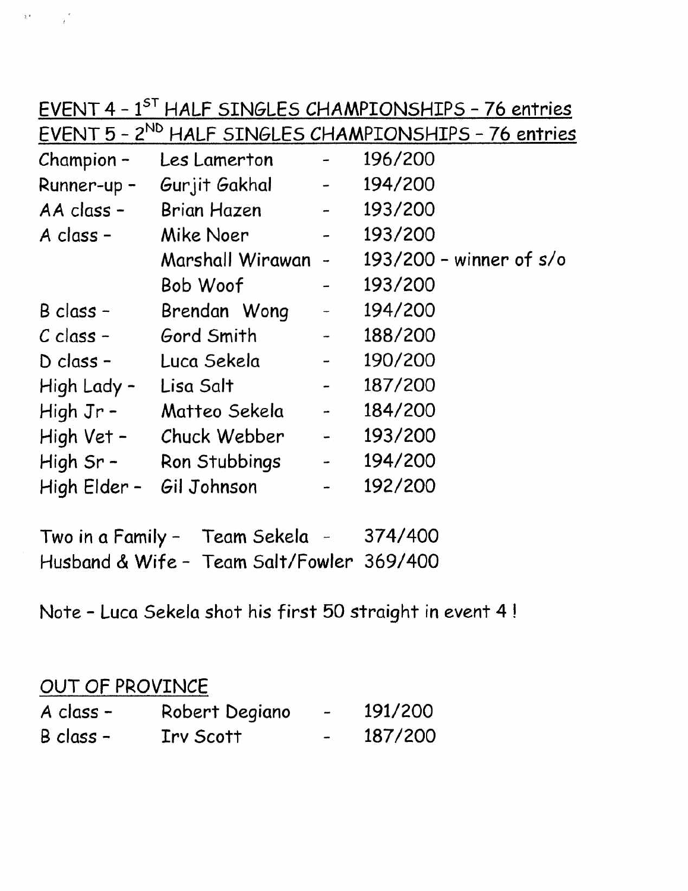## EVENT 4 - 1ST HALF SINGLES CHAMPIONSHIPS - 76 entries
## EVENT 5 - 2ND HALF SINGLES CHAMPIONSHIPS - 76 entries

| | | | |
|---|---|---|---|
| Champion - | Les Lamerton | - | 196/200 |
| Runner-up - | Gurjit Gakhal | - | 194/200 |
| AA class - | Brian Hazen | - | 193/200 |
| A class - | Mike Noer | - | 193/200 |
| | Marshall Wirawan | - | 193/200 - winner of s/o |
| | Bob Woof | - | 193/200 |
| B class - | Brendan Wong | - | 194/200 |
| C class - | Gord Smith | - | 188/200 |
| D class - | Luca Sekela | - | 190/200 |
| High Lady - | Lisa Salt | - | 187/200 |
| High Jr - | Matteo Sekela | - | 184/200 |
| High Vet - | Chuck Webber | - | 193/200 |
| High Sr - | Ron Stubbings | - | 194/200 |
| High Elder - | Gil Johnson | - | 192/200 |

Two in a Family - Team Sekela - 374/400
Husband & Wife - Team Salt/Fowler 369/400

Note - Luca Sekela shot his first 50 straight in event 4 !

## OUT OF PROVINCE

| | | | |
|---|---|---|---|
| A class - | Robert Degiano | - | 191/200 |
| B class - | Irv Scott | - | 187/200 |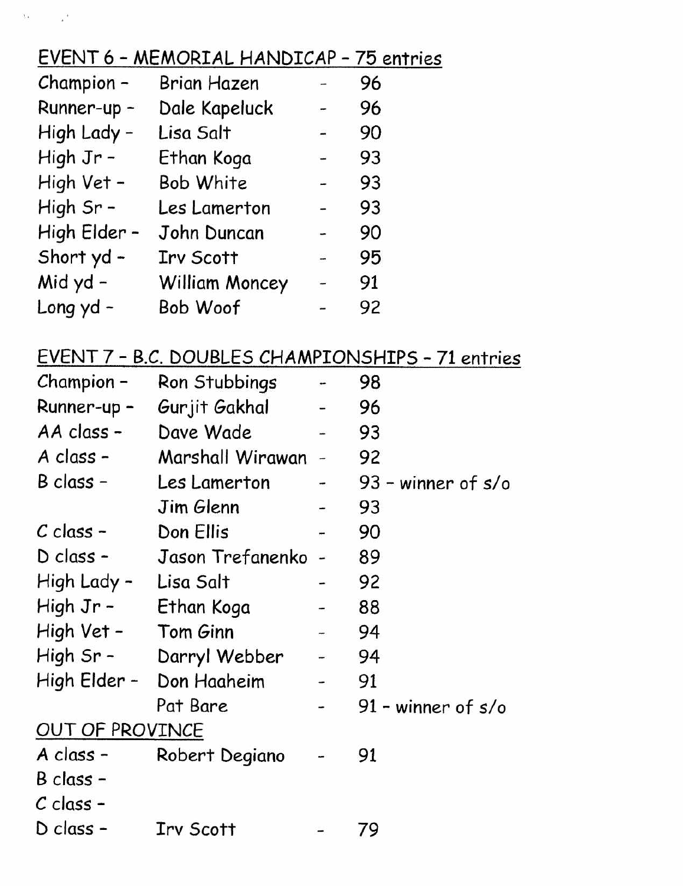## EVENT 6 - MEMORIAL HANDICAP - 75 entries

| | | | |
|---|---|---|---|
| Champion - | Brian Hazen | - | 96 |
| Runner-up - | Dale Kapeluck | - | 96 |
| High Lady - | Lisa Salt | - | 90 |
| High Jr - | Ethan Koga | - | 93 |
| High Vet - | Bob White | - | 93 |
| High Sr - | Les Lamerton | - | 93 |
| High Elder - | John Duncan | - | 90 |
| Short yd - | Irv Scott | - | 95 |
| Mid yd - | William Moncey | - | 91 |
| Long yd - | Bob Woof | - | 92 |

## EVENT 7 - B.C. DOUBLES CHAMPIONSHIPS - 71 entries

| | | | |
|---|---|---|---|
| Champion - | Ron Stubbings | - | 98 |
| Runner-up - | Gurjit Gakhal | - | 96 |
| AA class - | Dave Wade | - | 93 |
| A class - | Marshall Wirawan | - | 92 |
| B class - | Les Lamerton | - | 93 - winner of s/o |
| | Jim Glenn | - | 93 |
| C class - | Don Ellis | - | 90 |
| D class - | Jason Trefanenko | - | 89 |
| High Lady - | Lisa Salt | - | 92 |
| High Jr - | Ethan Koga | - | 88 |
| High Vet - | Tom Ginn | - | 94 |
| High Sr - | Darryl Webber | - | 94 |
| High Elder - | Don Haaheim | - | 91 |
| | Pat Bare | - | 91 - winner of s/o |

### OUT OF PROVINCE

| | | | |
|---|---|---|---|
| A class - | Robert Degiano | - | 91 |
| B class - | | | |
| C class - | | | |
| D class - | Irv Scott | - | 79 |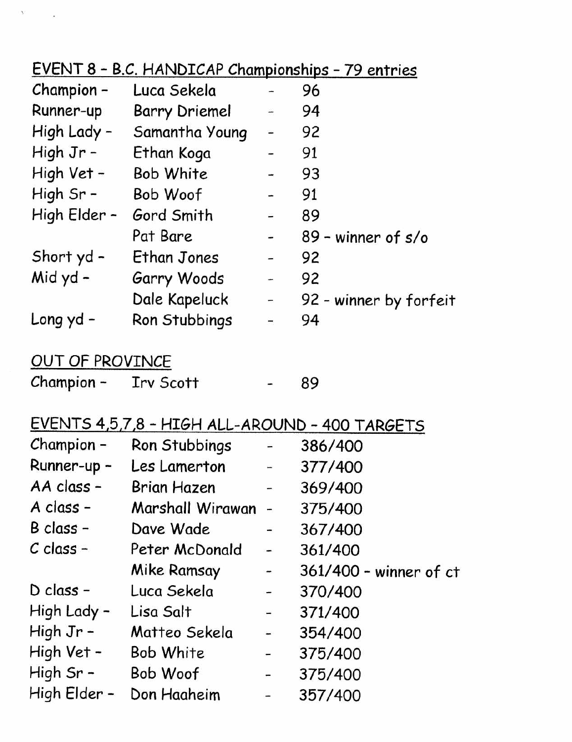## EVENT 8 - B.C. HANDICAP Championships - 79 entries

| | | | |
|---|---|---|---|
| Champion - | Luca Sekela | - | 96 |
| Runner-up | Barry Driemel | - | 94 |
| High Lady - | Samantha Young | - | 92 |
| High Jr - | Ethan Koga | - | 91 |
| High Vet - | Bob White | - | 93 |
| High Sr - | Bob Woof | - | 91 |
| High Elder - | Gord Smith | - | 89 |
| | Pat Bare | - | 89 - winner of s/o |
| Short yd - | Ethan Jones | - | 92 |
| Mid yd - | Garry Woods | - | 92 |
| | Dale Kapeluck | - | 92 - winner by forfeit |
| Long yd - | Ron Stubbings | - | 94 |

## OUT OF PROVINCE

| | | | |
|---|---|---|---|
| Champion - | Irv Scott | - | 89 |

## EVENTS 4,5,7,8 - HIGH ALL-AROUND - 400 TARGETS

| | | | |
|---|---|---|---|
| Champion - | Ron Stubbings | - | 386/400 |
| Runner-up - | Les Lamerton | - | 377/400 |
| AA class - | Brian Hazen | - | 369/400 |
| A class - | Marshall Wirawan | - | 375/400 |
| B class - | Dave Wade | - | 367/400 |
| C class - | Peter McDonald | - | 361/400 |
| | Mike Ramsay | - | 361/400 - winner of ct |
| D class - | Luca Sekela | - | 370/400 |
| High Lady - | Lisa Salt | - | 371/400 |
| High Jr - | Matteo Sekela | - | 354/400 |
| High Vet - | Bob White | - | 375/400 |
| High Sr - | Bob Woof | - | 375/400 |
| High Elder - | Don Haaheim | - | 357/400 |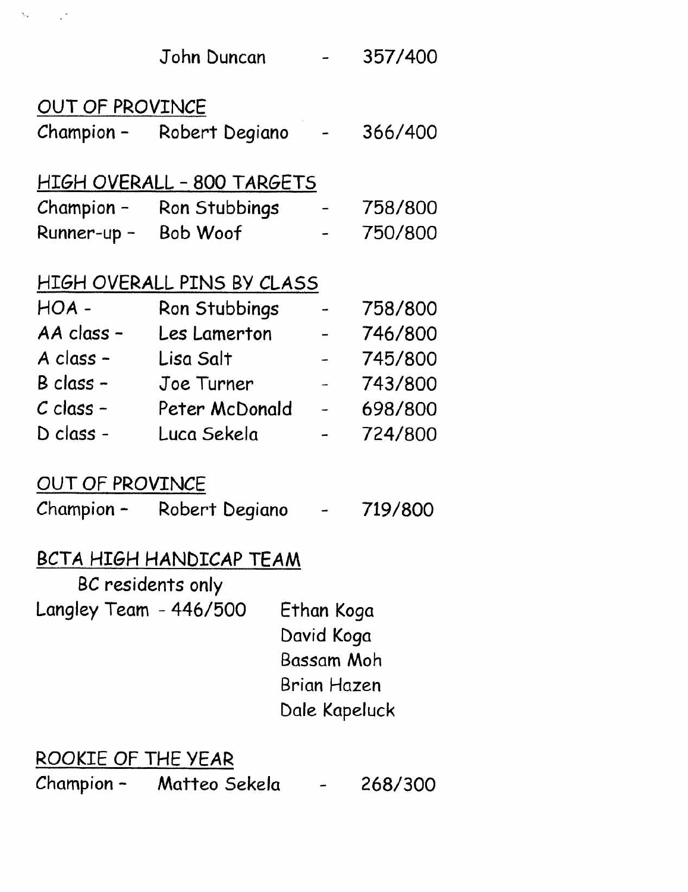John Duncan - 357/400

## OUT OF PROVINCE

Champion - Robert Degiano - 366/400

## HIGH OVERALL - 800 TARGETS

Champion - Ron Stubbings - 758/800
Runner-up - Bob Woof - 750/800

## HIGH OVERALL PINS BY CLASS

HOA - Ron Stubbings - 758/800
AA class - Les Lamerton - 746/800
A class - Lisa Salt - 745/800
B class - Joe Turner - 743/800
C class - Peter McDonald - 698/800
D class - Luca Sekela - 724/800

## OUT OF PROVINCE

Champion - Robert Degiano - 719/800

## BCTA HIGH HANDICAP TEAM

BC residents only

Langley Team - 446/500

- Ethan Koga
- David Koga
- Bassam Moh
- Brian Hazen
- Dale Kapeluck

## ROOKIE OF THE YEAR

Champion - Matteo Sekela - 268/300